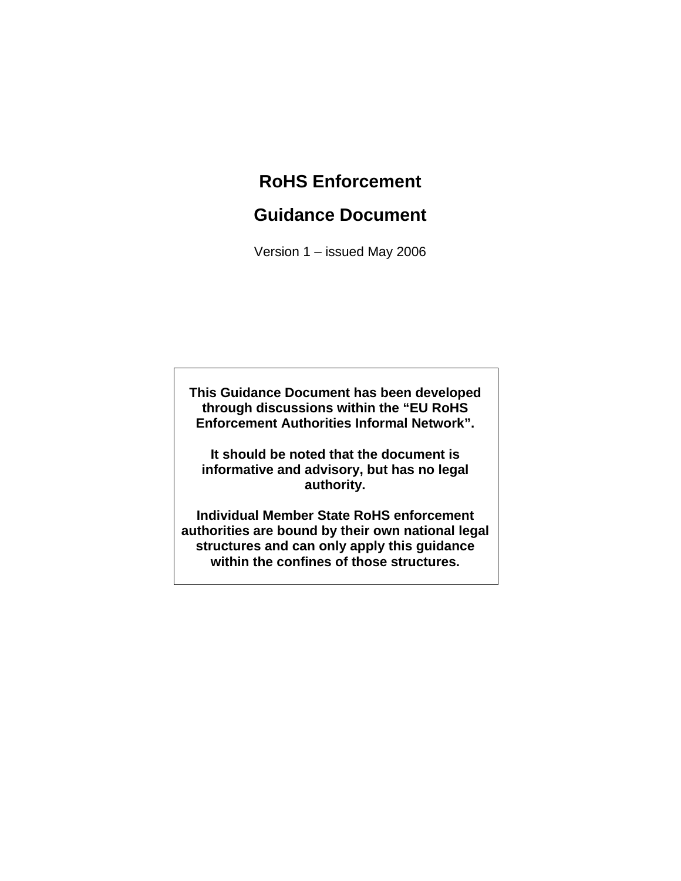# RoHS Enforcement

# Guidance Document

Version 1 – issued May 2006

**This Guidance Document has been developed through discussions within the "EU RoHS Enforcement Authorities Informal Network".**

**It should be noted that the document is informative and advisory, but has no legal authority.**

**Individual Member State RoHS enforcement authorities are bound by their own national legal structures and can only apply this guidance within the confines of those structures.**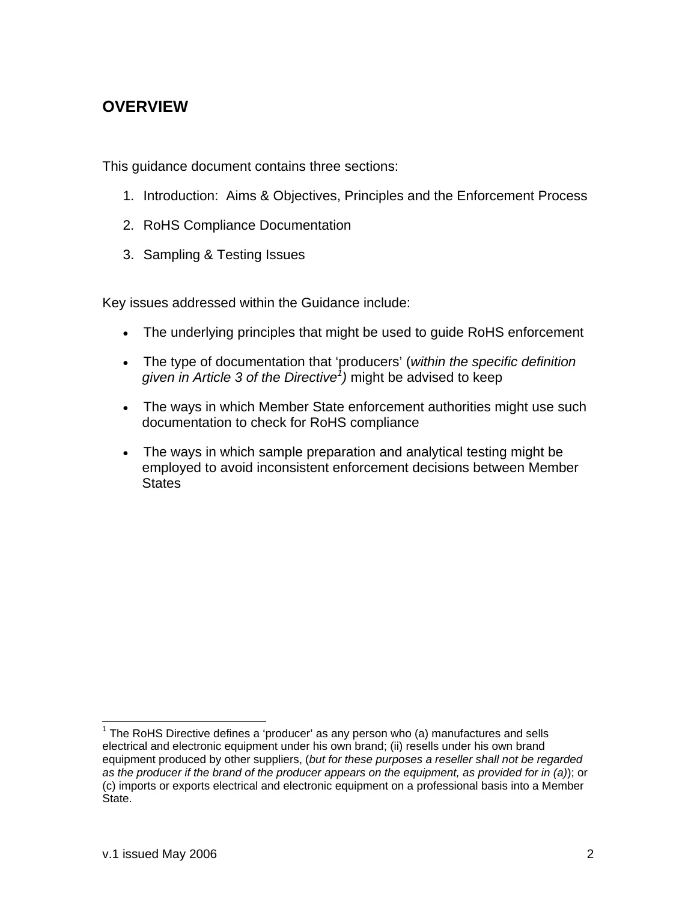## OVERVIEW

This guidance document contains three sections:

1. Introduction: Aims & Objectives, Principles and the Enforcement Process
2. RoHS Compliance Documentation
3. Sampling & Testing Issues

Key issues addressed within the Guidance include:

- The underlying principles that might be used to guide RoHS enforcement
- The type of documentation that 'producers' (*within the specific definition given in Article 3 of the Directive*[1]*)* might be advised to keep
- The ways in which Member State enforcement authorities might use such documentation to check for RoHS compliance
- The ways in which sample preparation and analytical testing might be employed to avoid inconsistent enforcement decisions between Member States

---

[1] The RoHS Directive defines a 'producer' as any person who (a) manufactures and sells electrical and electronic equipment under his own brand; (ii) resells under his own brand equipment produced by other suppliers, (*but for these purposes a reseller shall not be regarded as the producer if the brand of the producer appears on the equipment, as provided for in (a)*); or (c) imports or exports electrical and electronic equipment on a professional basis into a Member State.

v.1 issued May 2006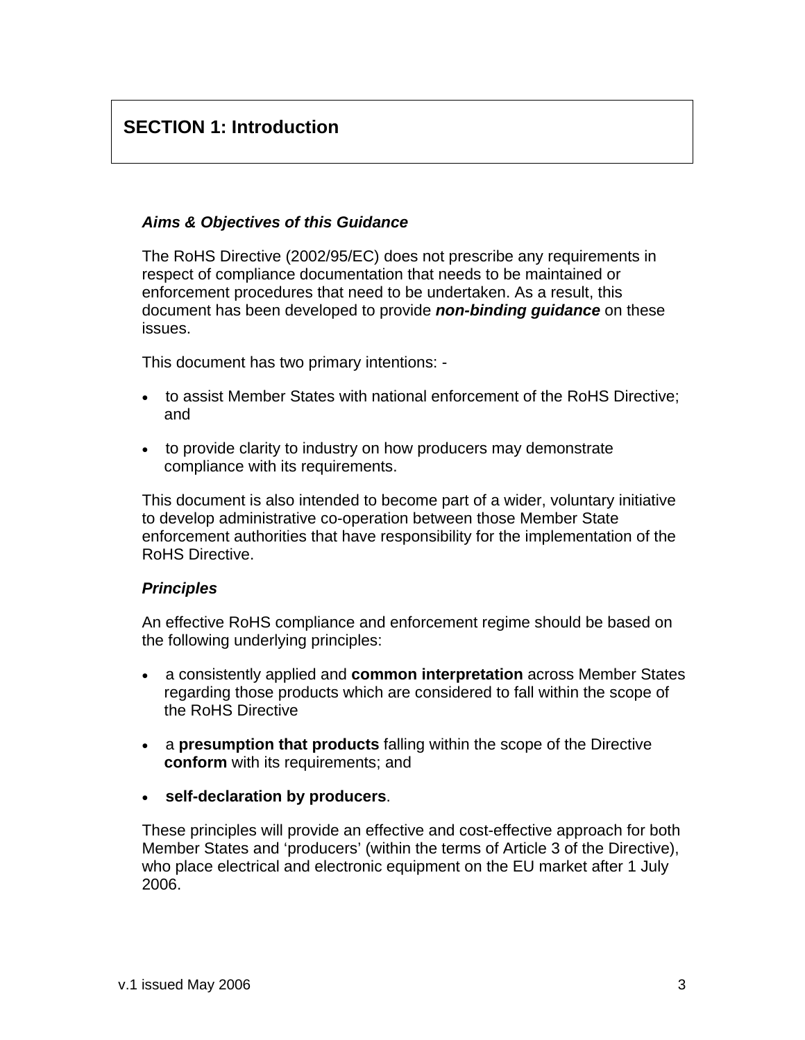# SECTION 1: Introduction

### *Aims & Objectives of this Guidance*

The RoHS Directive (2002/95/EC) does not prescribe any requirements in respect of compliance documentation that needs to be maintained or enforcement procedures that need to be undertaken. As a result, this document has been developed to provide ***non-binding guidance*** on these issues.

This document has two primary intentions: -

- to assist Member States with national enforcement of the RoHS Directive; and
- to provide clarity to industry on how producers may demonstrate compliance with its requirements.

This document is also intended to become part of a wider, voluntary initiative to develop administrative co-operation between those Member State enforcement authorities that have responsibility for the implementation of the RoHS Directive.

### *Principles*

An effective RoHS compliance and enforcement regime should be based on the following underlying principles:

- a consistently applied and **common interpretation** across Member States regarding those products which are considered to fall within the scope of the RoHS Directive
- a **presumption that products** falling within the scope of the Directive **conform** with its requirements; and
- **self-declaration by producers**.

These principles will provide an effective and cost-effective approach for both Member States and 'producers' (within the terms of Article 3 of the Directive), who place electrical and electronic equipment on the EU market after 1 July 2006.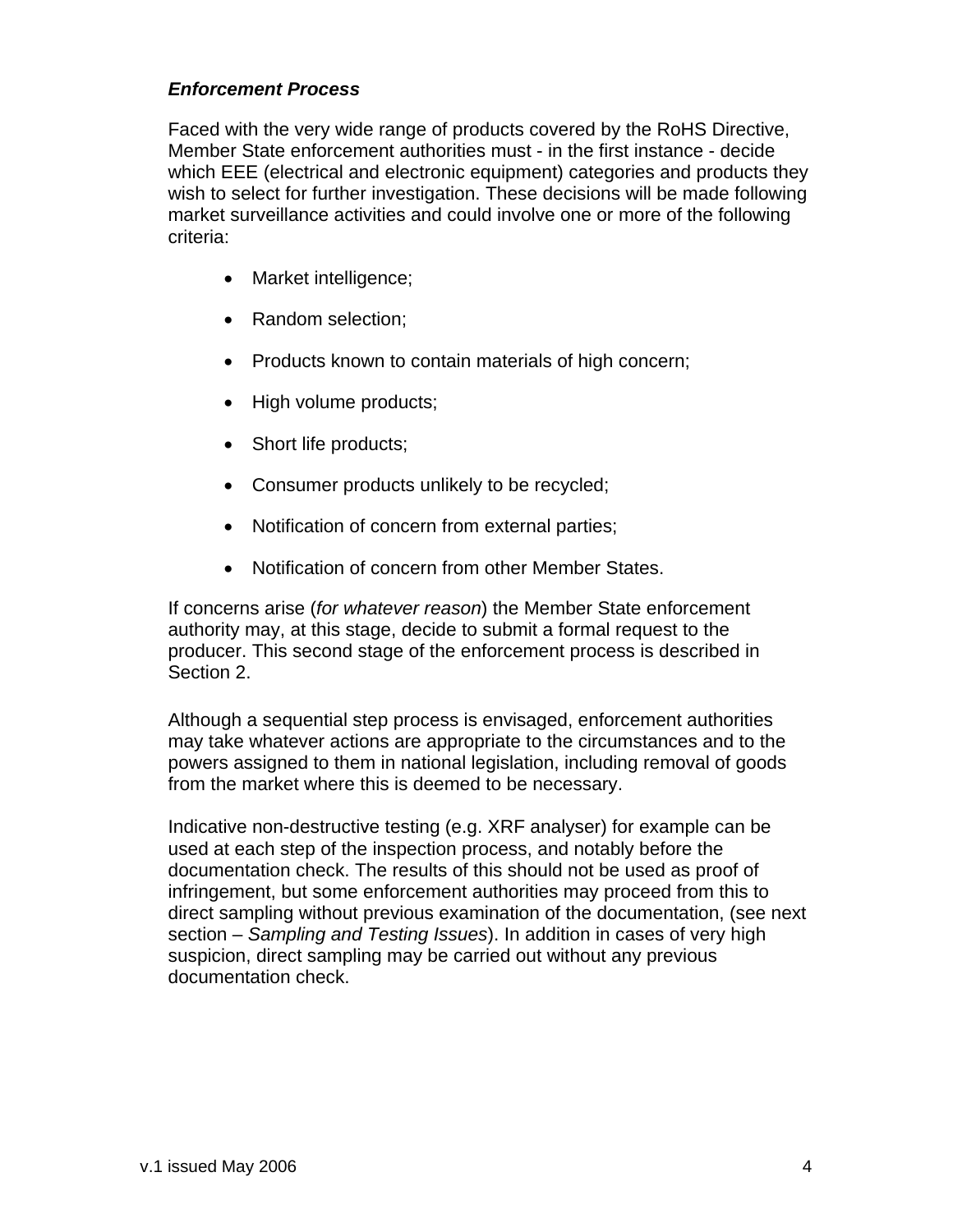***Enforcement Process***

Faced with the very wide range of products covered by the RoHS Directive, Member State enforcement authorities must - in the first instance - decide which EEE (electrical and electronic equipment) categories and products they wish to select for further investigation. These decisions will be made following market surveillance activities and could involve one or more of the following criteria:

- Market intelligence;
- Random selection;
- Products known to contain materials of high concern;
- High volume products;
- Short life products;
- Consumer products unlikely to be recycled;
- Notification of concern from external parties;
- Notification of concern from other Member States.

If concerns arise (*for whatever reason*) the Member State enforcement authority may, at this stage, decide to submit a formal request to the producer. This second stage of the enforcement process is described in Section 2.

Although a sequential step process is envisaged, enforcement authorities may take whatever actions are appropriate to the circumstances and to the powers assigned to them in national legislation, including removal of goods from the market where this is deemed to be necessary.

Indicative non-destructive testing (e.g. XRF analyser) for example can be used at each step of the inspection process, and notably before the documentation check. The results of this should not be used as proof of infringement, but some enforcement authorities may proceed from this to direct sampling without previous examination of the documentation, (see next section – *Sampling and Testing Issues*). In addition in cases of very high suspicion, direct sampling may be carried out without any previous documentation check.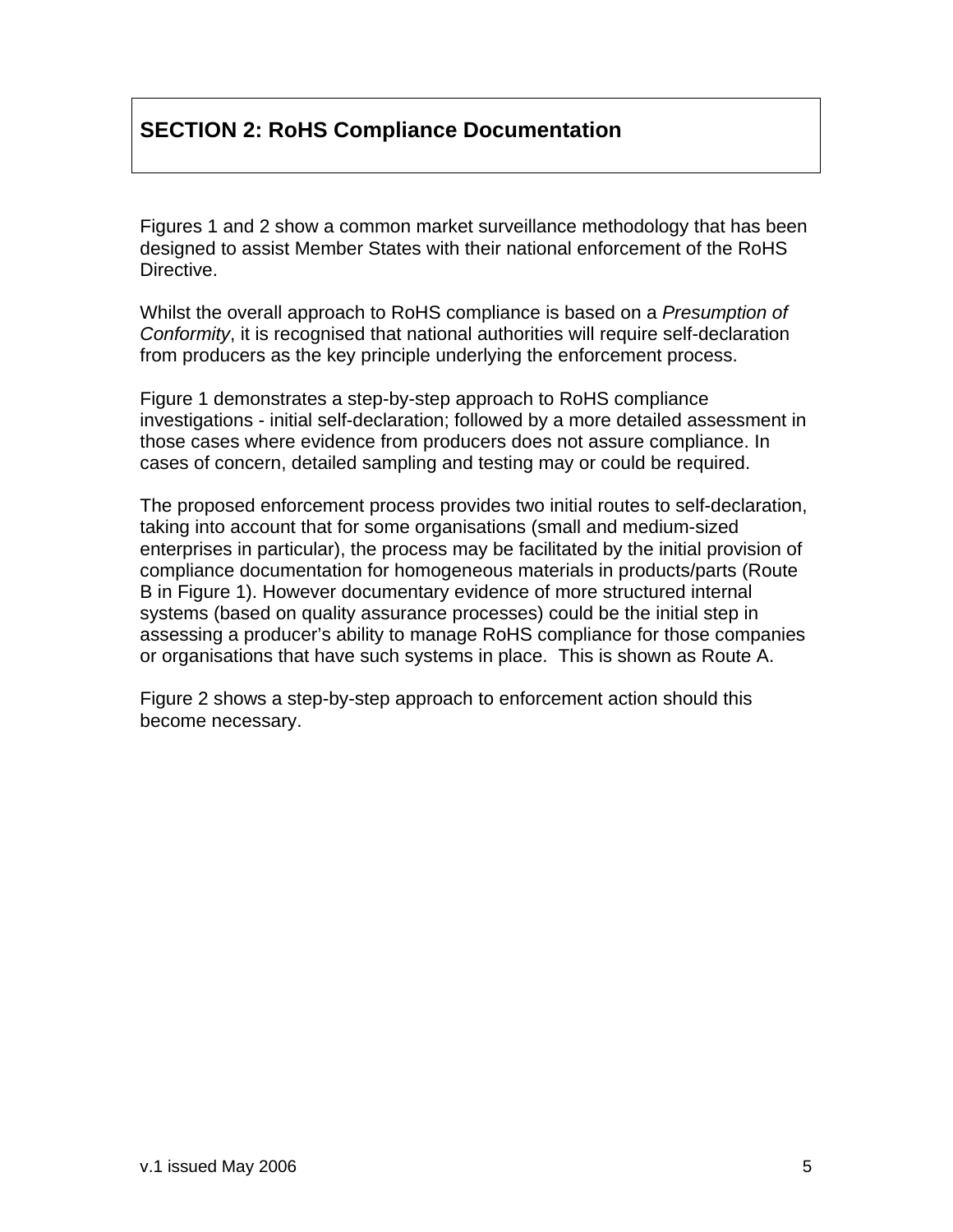## SECTION 2: RoHS Compliance Documentation

Figures 1 and 2 show a common market surveillance methodology that has been designed to assist Member States with their national enforcement of the RoHS Directive.

Whilst the overall approach to RoHS compliance is based on a *Presumption of Conformity*, it is recognised that national authorities will require self-declaration from producers as the key principle underlying the enforcement process.

Figure 1 demonstrates a step-by-step approach to RoHS compliance investigations - initial self-declaration; followed by a more detailed assessment in those cases where evidence from producers does not assure compliance. In cases of concern, detailed sampling and testing may or could be required.

The proposed enforcement process provides two initial routes to self-declaration, taking into account that for some organisations (small and medium-sized enterprises in particular), the process may be facilitated by the initial provision of compliance documentation for homogeneous materials in products/parts (Route B in Figure 1). However documentary evidence of more structured internal systems (based on quality assurance processes) could be the initial step in assessing a producer's ability to manage RoHS compliance for those companies or organisations that have such systems in place. This is shown as Route A.

Figure 2 shows a step-by-step approach to enforcement action should this become necessary.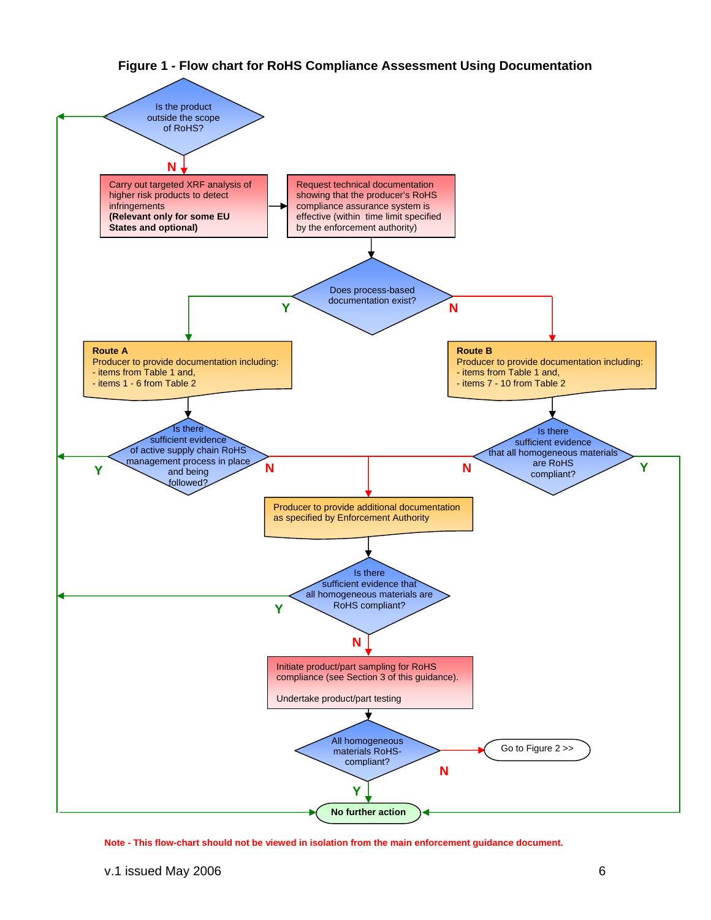# Figure 1 - Flow chart for RoHS Compliance Assessment Using Documentation

**Is the product outside the scope of RoHS?**
- Y → No further action
- N → Carry out targeted XRF analysis of higher risk products to detect infringements **(Relevant only for some EU States and optional)** → Request technical documentation showing that the producer's RoHS compliance assurance system is effective (within time limit specified by the enforcement authority)

**Does process-based documentation exist?**
- Y → **Route A** Producer to provide documentation including:
  - items from Table 1 and,
  - items 1 - 6 from Table 2

  **Is there sufficient evidence of active supply chain RoHS management process in place and being followed?**
  - Y → No further action
  - N → Producer to provide additional documentation as specified by Enforcement Authority
- N → **Route B** Producer to provide documentation including:
  - items from Table 1 and,
  - items 7 - 10 from Table 2

  **Is there sufficient evidence that all homogeneous materials are RoHS compliant?**
  - Y → No further action
  - N → Producer to provide additional documentation as specified by Enforcement Authority

Producer to provide additional documentation as specified by Enforcement Authority →

**Is there sufficient evidence that all homogeneous materials are RoHS compliant?**
- Y → No further action
- N → Initiate product/part sampling for RoHS compliance (see Section 3 of this guidance). Undertake product/part testing

**All homogeneous materials RoHS-compliant?**
- Y → **No further action**
- N → Go to Figure 2 >>

**Note - This flow-chart should not be viewed in isolation from the main enforcement guidance document.**

v.1 issued May 2006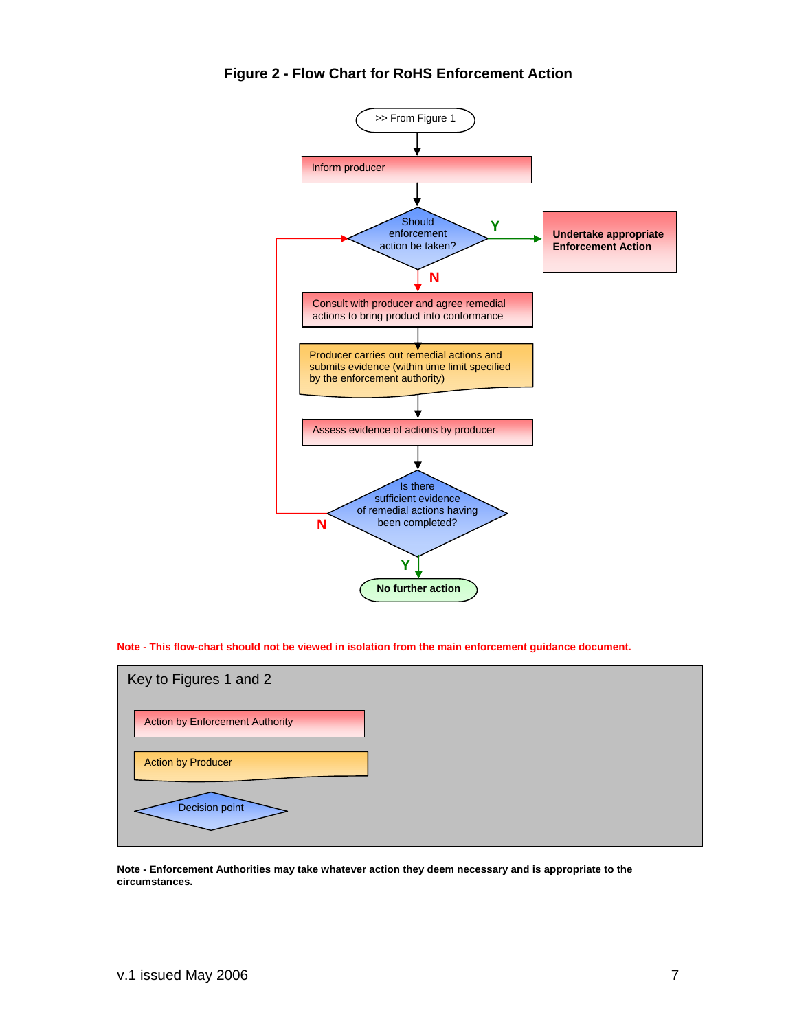# Figure 2 - Flow Chart for RoHS Enforcement Action

>> From Figure 1

Inform producer

Should enforcement action be taken?

- **Y** → **Undertake appropriate Enforcement Action**
- **N** → Consult with producer and agree remedial actions to bring product into conformance

Producer carries out remedial actions and submits evidence (within time limit specified by the enforcement authority)

Assess evidence of actions by producer

Is there sufficient evidence of remedial actions having been completed?

- **N** → back to "Should enforcement action be taken?"
- **Y** → **No further action**

**Note - This flow-chart should not be viewed in isolation from the main enforcement guidance document.**

Key to Figures 1 and 2

- Action by Enforcement Authority
- Action by Producer
- Decision point

**Note - Enforcement Authorities may take whatever action they deem necessary and is appropriate to the circumstances.**

v.1 issued May 2006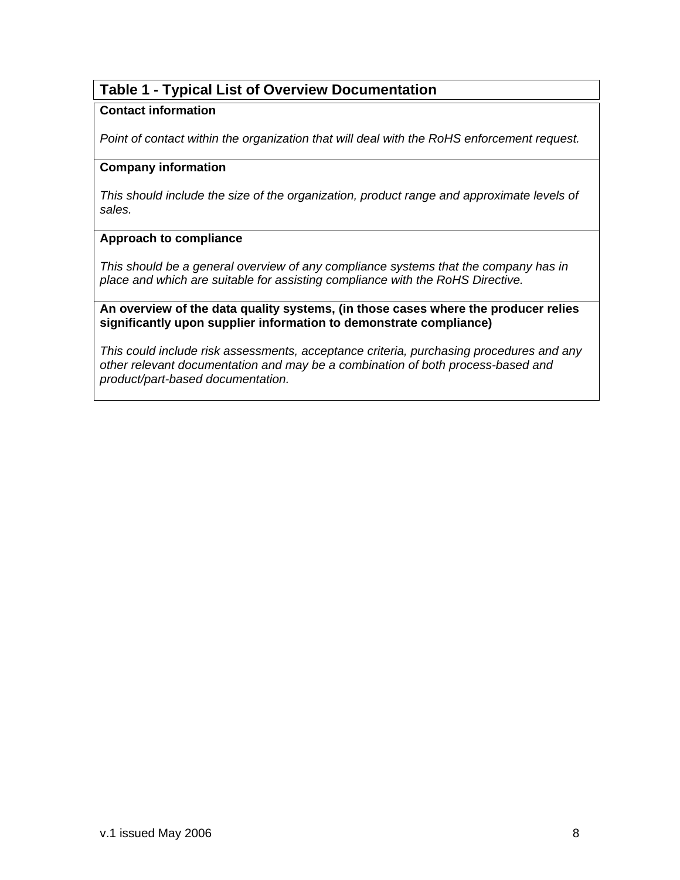**Table 1 - Typical List of Overview Documentation**

| **Table 1 - Typical List of Overview Documentation** |
| --- |
| **Contact information**<br><br>*Point of contact within the organization that will deal with the RoHS enforcement request.* |
| **Company information**<br><br>*This should include the size of the organization, product range and approximate levels of sales.* |
| **Approach to compliance**<br><br>*This should be a general overview of any compliance systems that the company has in place and which are suitable for assisting compliance with the RoHS Directive.* |
| **An overview of the data quality systems, (in those cases where the producer relies significantly upon supplier information to demonstrate compliance)**<br><br>*This could include risk assessments, acceptance criteria, purchasing procedures and any other relevant documentation and may be a combination of both process-based and product/part-based documentation.* |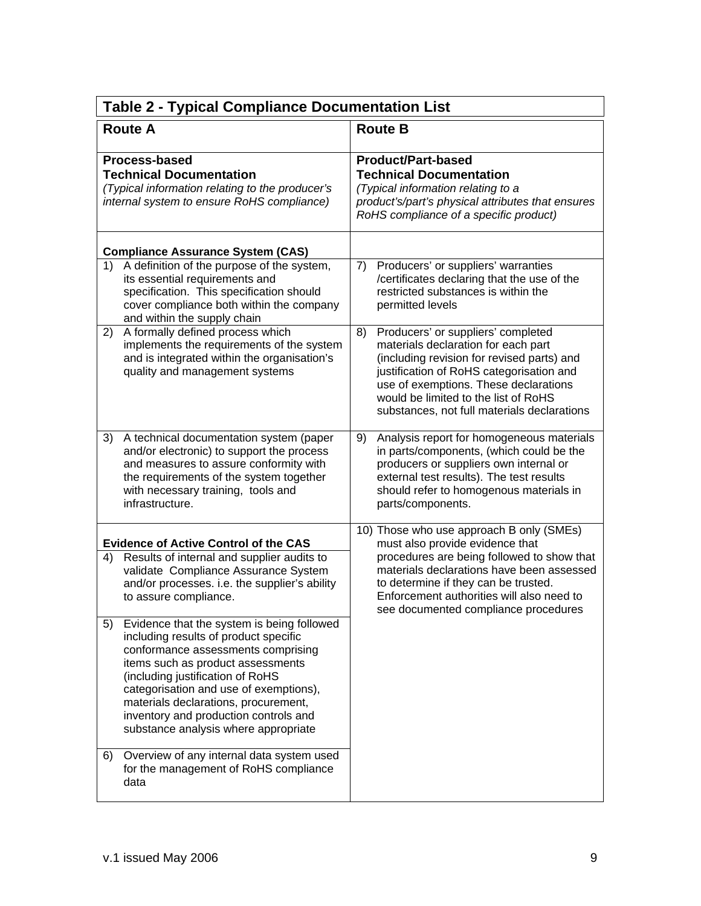**Table 2 - Typical Compliance Documentation List**

| Route A | Route B |
|---|---|
| **Process-based**<br>**Technical Documentation**<br>*(Typical information relating to the producer's internal system to ensure RoHS compliance)* | **Product/Part-based**<br>**Technical Documentation**<br>*(Typical information relating to a product's/part's physical attributes that ensures RoHS compliance of a specific product)* |
| **Compliance Assurance System (CAS)** | |
| 1) A definition of the purpose of the system, its essential requirements and specification. This specification should cover compliance both within the company and within the supply chain | 7) Producers' or suppliers' warranties /certificates declaring that the use of the restricted substances is within the permitted levels |
| 2) A formally defined process which implements the requirements of the system and is integrated within the organisation's quality and management systems | 8) Producers' or suppliers' completed materials declaration for each part (including revision for revised parts) and justification of RoHS categorisation and use of exemptions. These declarations would be limited to the list of RoHS substances, not full materials declarations |
| 3) A technical documentation system (paper and/or electronic) to support the process and measures to assure conformity with the requirements of the system together with necessary training, tools and infrastructure. | 9) Analysis report for homogeneous materials in parts/components, (which could be the producers or suppliers own internal or external test results). The test results should refer to homogenous materials in parts/components. |
| **Evidence of Active Control of the CAS**<br>4) Results of internal and supplier audits to validate Compliance Assurance System and/or processes. i.e. the supplier's ability to assure compliance. | 10) Those who use approach B only (SMEs) must also provide evidence that procedures are being followed to show that materials declarations have been assessed to determine if they can be trusted. Enforcement authorities will also need to see documented compliance procedures |
| 5) Evidence that the system is being followed including results of product specific conformance assessments comprising items such as product assessments (including justification of RoHS categorisation and use of exemptions), materials declarations, procurement, inventory and production controls and substance analysis where appropriate | |
| 6) Overview of any internal data system used for the management of RoHS compliance data | |

v.1 issued May 2006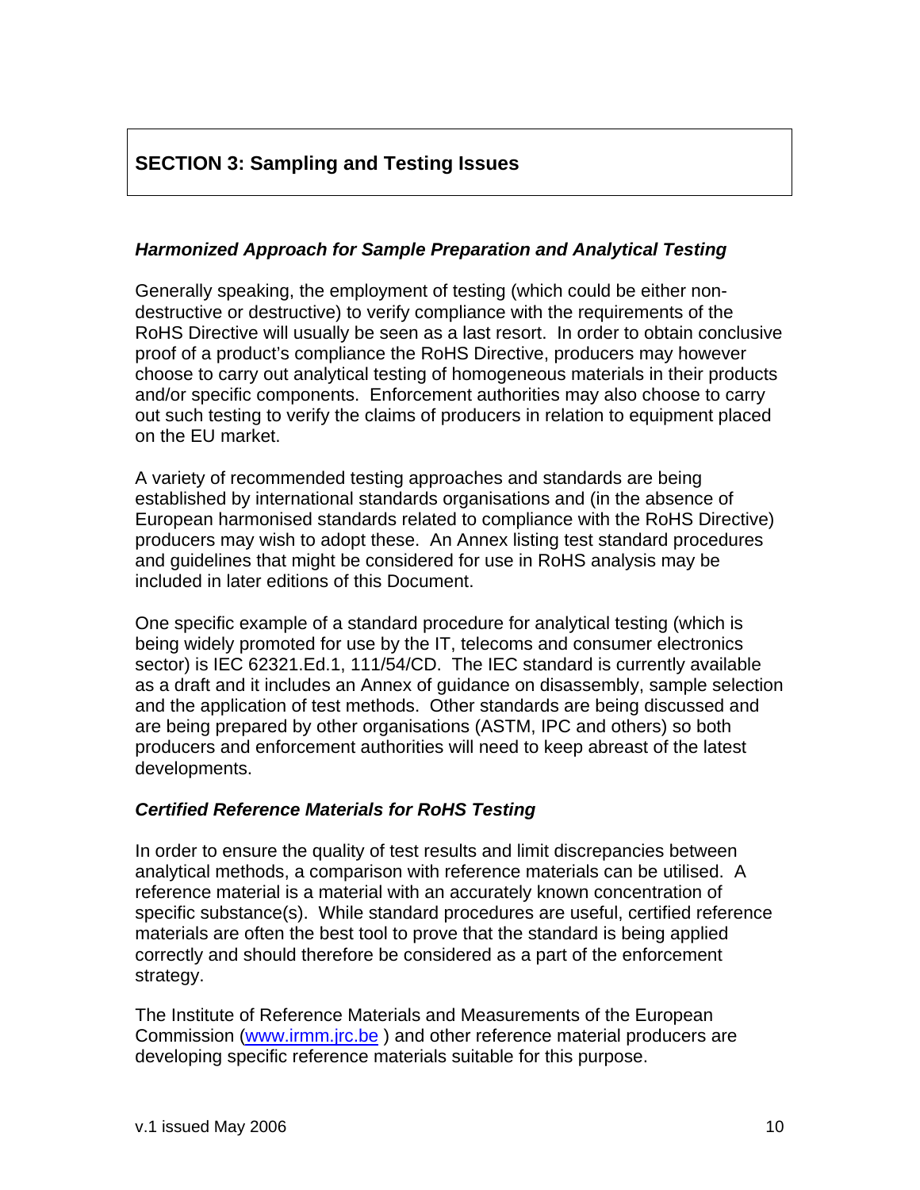## SECTION 3: Sampling and Testing Issues

### *Harmonized Approach for Sample Preparation and Analytical Testing*

Generally speaking, the employment of testing (which could be either non-destructive or destructive) to verify compliance with the requirements of the RoHS Directive will usually be seen as a last resort. In order to obtain conclusive proof of a product's compliance the RoHS Directive, producers may however choose to carry out analytical testing of homogeneous materials in their products and/or specific components. Enforcement authorities may also choose to carry out such testing to verify the claims of producers in relation to equipment placed on the EU market.

A variety of recommended testing approaches and standards are being established by international standards organisations and (in the absence of European harmonised standards related to compliance with the RoHS Directive) producers may wish to adopt these. An Annex listing test standard procedures and guidelines that might be considered for use in RoHS analysis may be included in later editions of this Document.

One specific example of a standard procedure for analytical testing (which is being widely promoted for use by the IT, telecoms and consumer electronics sector) is IEC 62321.Ed.1, 111/54/CD. The IEC standard is currently available as a draft and it includes an Annex of guidance on disassembly, sample selection and the application of test methods. Other standards are being discussed and are being prepared by other organisations (ASTM, IPC and others) so both producers and enforcement authorities will need to keep abreast of the latest developments.

### *Certified Reference Materials for RoHS Testing*

In order to ensure the quality of test results and limit discrepancies between analytical methods, a comparison with reference materials can be utilised. A reference material is a material with an accurately known concentration of specific substance(s). While standard procedures are useful, certified reference materials are often the best tool to prove that the standard is being applied correctly and should therefore be considered as a part of the enforcement strategy.

The Institute of Reference Materials and Measurements of the European Commission (www.irmm.jrc.be ) and other reference material producers are developing specific reference materials suitable for this purpose.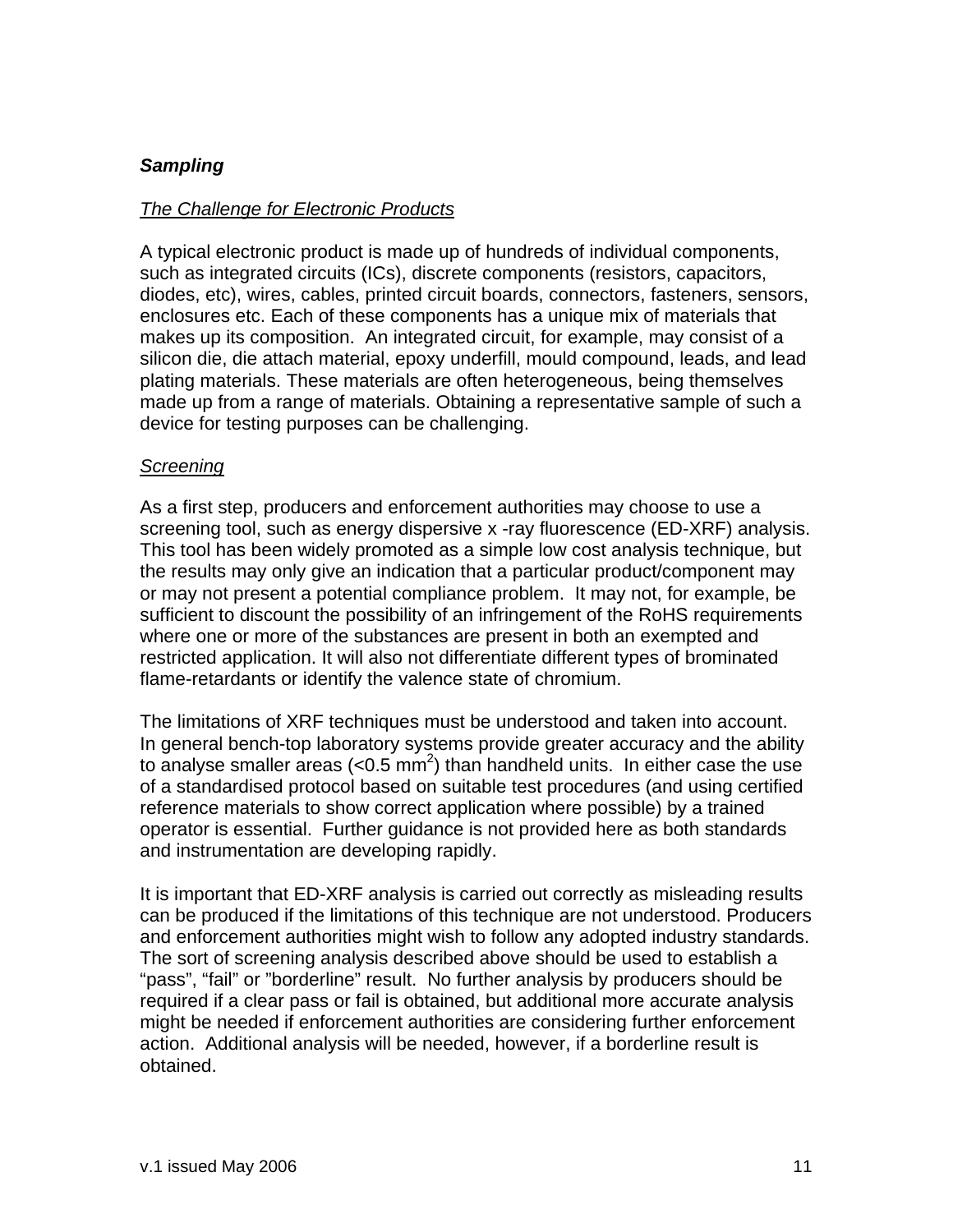***Sampling***

*The Challenge for Electronic Products*

A typical electronic product is made up of hundreds of individual components, such as integrated circuits (ICs), discrete components (resistors, capacitors, diodes, etc), wires, cables, printed circuit boards, connectors, fasteners, sensors, enclosures etc. Each of these components has a unique mix of materials that makes up its composition. An integrated circuit, for example, may consist of a silicon die, die attach material, epoxy underfill, mould compound, leads, and lead plating materials. These materials are often heterogeneous, being themselves made up from a range of materials. Obtaining a representative sample of such a device for testing purposes can be challenging.

*Screening*

As a first step, producers and enforcement authorities may choose to use a screening tool, such as energy dispersive x -ray fluorescence (ED-XRF) analysis. This tool has been widely promoted as a simple low cost analysis technique, but the results may only give an indication that a particular product/component may or may not present a potential compliance problem. It may not, for example, be sufficient to discount the possibility of an infringement of the RoHS requirements where one or more of the substances are present in both an exempted and restricted application. It will also not differentiate different types of brominated flame-retardants or identify the valence state of chromium.

The limitations of XRF techniques must be understood and taken into account. In general bench-top laboratory systems provide greater accuracy and the ability to analyse smaller areas (<0.5 $mm^2$) than handheld units. In either case the use of a standardised protocol based on suitable test procedures (and using certified reference materials to show correct application where possible) by a trained operator is essential. Further guidance is not provided here as both standards and instrumentation are developing rapidly.

It is important that ED-XRF analysis is carried out correctly as misleading results can be produced if the limitations of this technique are not understood. Producers and enforcement authorities might wish to follow any adopted industry standards. The sort of screening analysis described above should be used to establish a “pass”, “fail” or ”borderline” result. No further analysis by producers should be required if a clear pass or fail is obtained, but additional more accurate analysis might be needed if enforcement authorities are considering further enforcement action. Additional analysis will be needed, however, if a borderline result is obtained.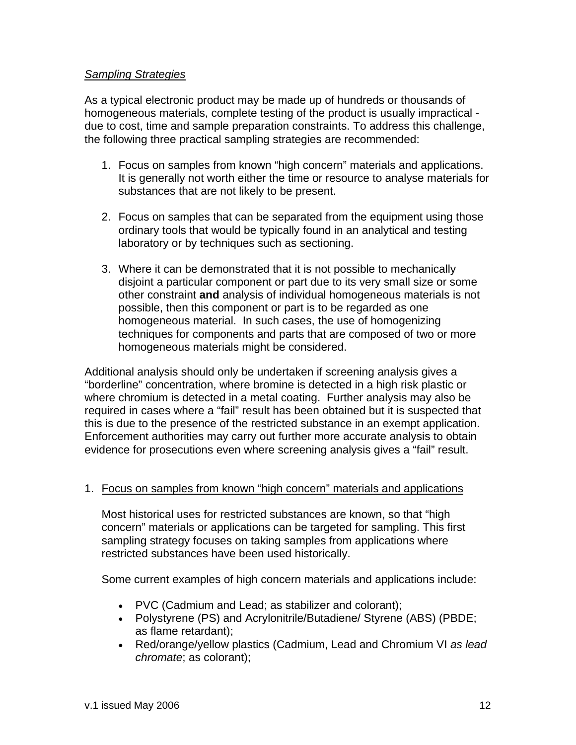*Sampling Strategies*

As a typical electronic product may be made up of hundreds or thousands of homogeneous materials, complete testing of the product is usually impractical - due to cost, time and sample preparation constraints. To address this challenge, the following three practical sampling strategies are recommended:

1. Focus on samples from known “high concern” materials and applications. It is generally not worth either the time or resource to analyse materials for substances that are not likely to be present.

2. Focus on samples that can be separated from the equipment using those ordinary tools that would be typically found in an analytical and testing laboratory or by techniques such as sectioning.

3. Where it can be demonstrated that it is not possible to mechanically disjoint a particular component or part due to its very small size or some other constraint **and** analysis of individual homogeneous materials is not possible, then this component or part is to be regarded as one homogeneous material. In such cases, the use of homogenizing techniques for components and parts that are composed of two or more homogeneous materials might be considered.

Additional analysis should only be undertaken if screening analysis gives a “borderline” concentration, where bromine is detected in a high risk plastic or where chromium is detected in a metal coating. Further analysis may also be required in cases where a “fail” result has been obtained but it is suspected that this is due to the presence of the restricted substance in an exempt application. Enforcement authorities may carry out further more accurate analysis to obtain evidence for prosecutions even where screening analysis gives a “fail” result.

1. Focus on samples from known “high concern” materials and applications

   Most historical uses for restricted substances are known, so that “high concern” materials or applications can be targeted for sampling. This first sampling strategy focuses on taking samples from applications where restricted substances have been used historically.

   Some current examples of high concern materials and applications include:

   - PVC (Cadmium and Lead; as stabilizer and colorant);
   - Polystyrene (PS) and Acrylonitrile/Butadiene/ Styrene (ABS) (PBDE; as flame retardant);
   - Red/orange/yellow plastics (Cadmium, Lead and Chromium VI *as lead chromate*; as colorant);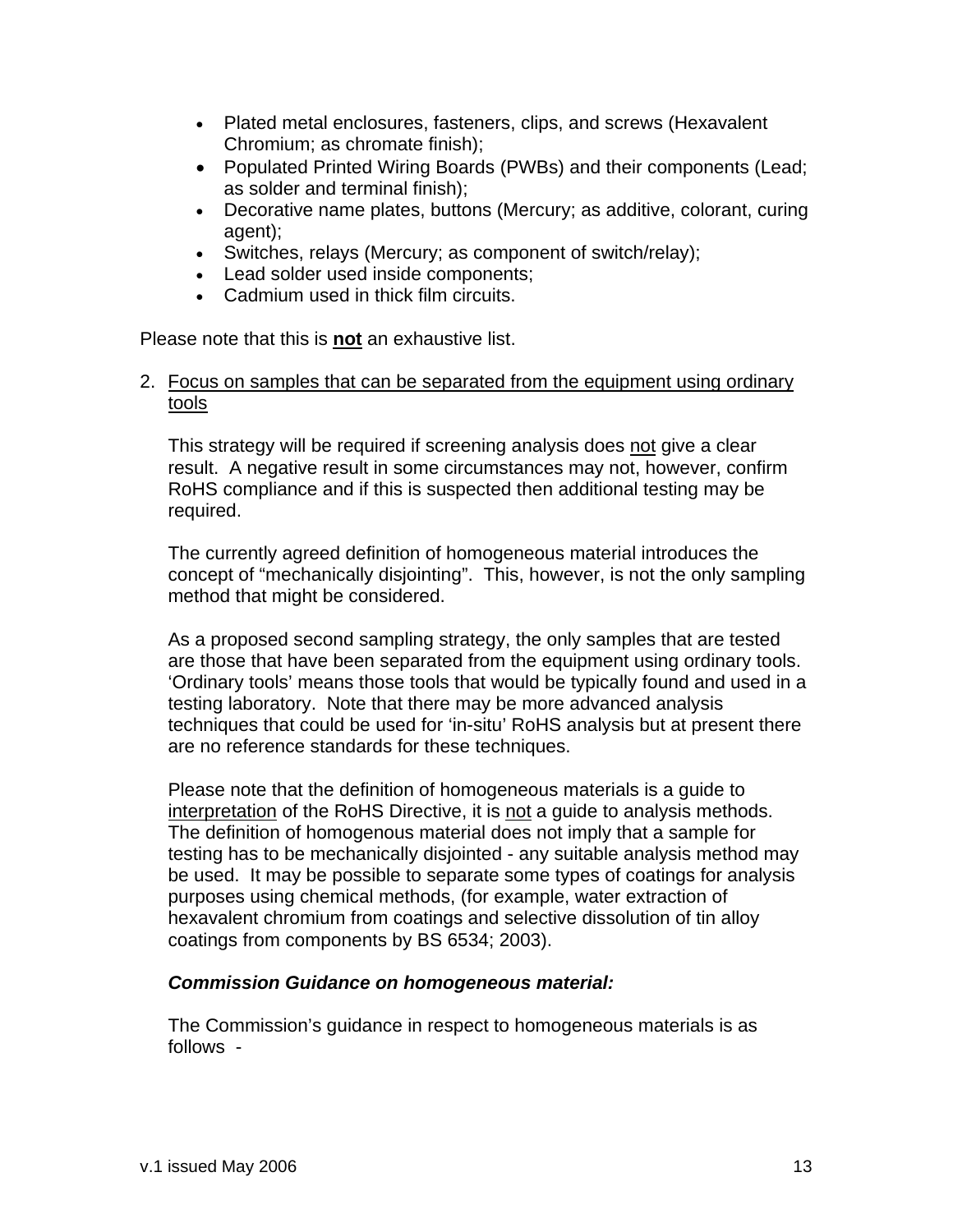- Plated metal enclosures, fasteners, clips, and screws (Hexavalent Chromium; as chromate finish);
- Populated Printed Wiring Boards (PWBs) and their components (Lead; as solder and terminal finish);
- Decorative name plates, buttons (Mercury; as additive, colorant, curing agent);
- Switches, relays (Mercury; as component of switch/relay);
- Lead solder used inside components;
- Cadmium used in thick film circuits.

Please note that this is **not** an exhaustive list.

2. Focus on samples that can be separated from the equipment using ordinary tools

   This strategy will be required if screening analysis does not give a clear result. A negative result in some circumstances may not, however, confirm RoHS compliance and if this is suspected then additional testing may be required.

   The currently agreed definition of homogeneous material introduces the concept of "mechanically disjointing". This, however, is not the only sampling method that might be considered.

   As a proposed second sampling strategy, the only samples that are tested are those that have been separated from the equipment using ordinary tools. 'Ordinary tools' means those tools that would be typically found and used in a testing laboratory. Note that there may be more advanced analysis techniques that could be used for 'in-situ' RoHS analysis but at present there are no reference standards for these techniques.

   Please note that the definition of homogeneous materials is a guide to interpretation of the RoHS Directive, it is not a guide to analysis methods. The definition of homogenous material does not imply that a sample for testing has to be mechanically disjointed - any suitable analysis method may be used. It may be possible to separate some types of coatings for analysis purposes using chemical methods, (for example, water extraction of hexavalent chromium from coatings and selective dissolution of tin alloy coatings from components by BS 6534; 2003).

   ***Commission Guidance on homogeneous material:***

   The Commission's guidance in respect to homogeneous materials is as follows -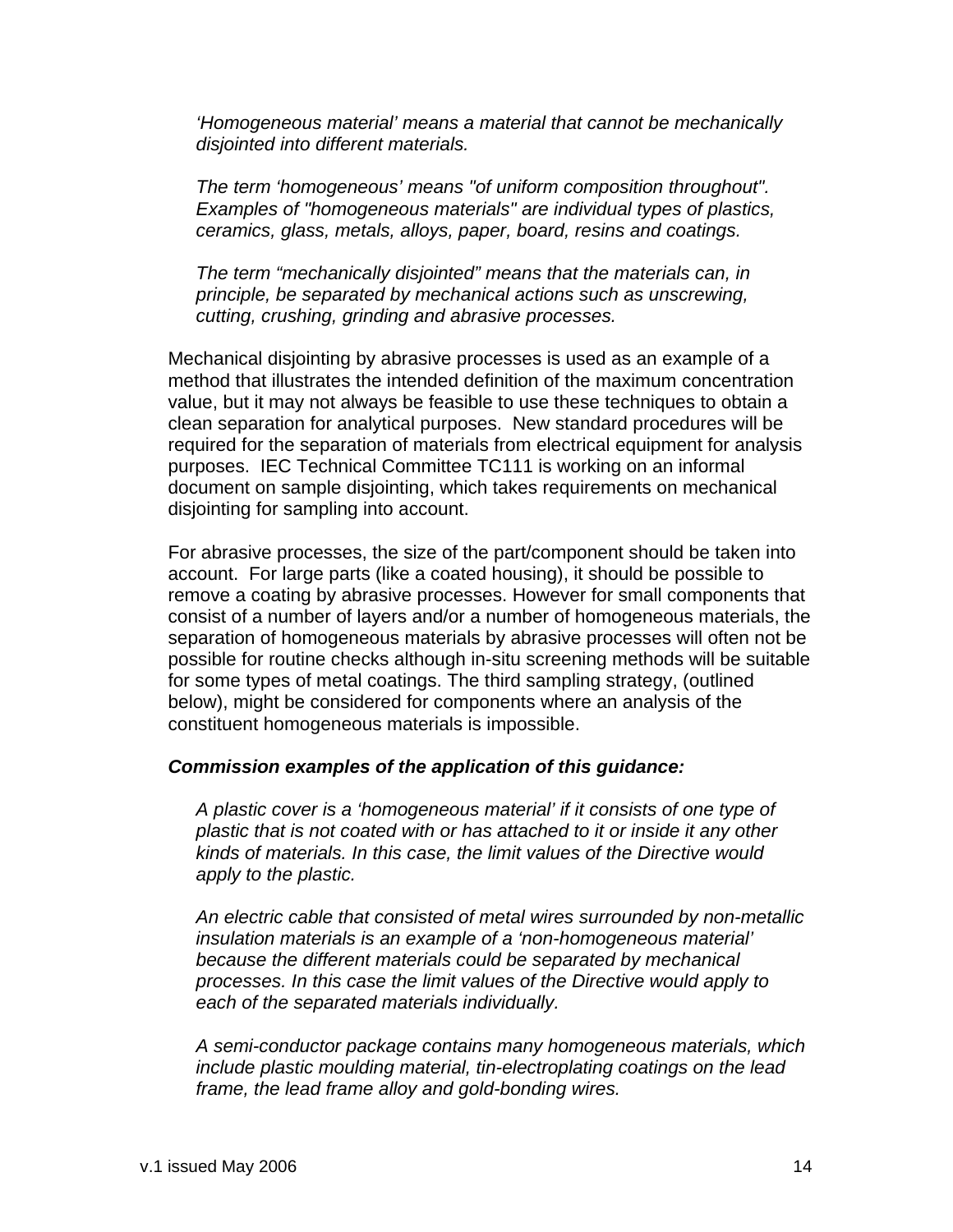*'Homogeneous material' means a material that cannot be mechanically disjointed into different materials.*

*The term 'homogeneous' means "of uniform composition throughout". Examples of "homogeneous materials" are individual types of plastics, ceramics, glass, metals, alloys, paper, board, resins and coatings.*

*The term "mechanically disjointed" means that the materials can, in principle, be separated by mechanical actions such as unscrewing, cutting, crushing, grinding and abrasive processes.*

Mechanical disjointing by abrasive processes is used as an example of a method that illustrates the intended definition of the maximum concentration value, but it may not always be feasible to use these techniques to obtain a clean separation for analytical purposes. New standard procedures will be required for the separation of materials from electrical equipment for analysis purposes. IEC Technical Committee TC111 is working on an informal document on sample disjointing, which takes requirements on mechanical disjointing for sampling into account.

For abrasive processes, the size of the part/component should be taken into account. For large parts (like a coated housing), it should be possible to remove a coating by abrasive processes. However for small components that consist of a number of layers and/or a number of homogeneous materials, the separation of homogeneous materials by abrasive processes will often not be possible for routine checks although in-situ screening methods will be suitable for some types of metal coatings. The third sampling strategy, (outlined below), might be considered for components where an analysis of the constituent homogeneous materials is impossible.

***Commission examples of the application of this guidance:***

*A plastic cover is a 'homogeneous material' if it consists of one type of plastic that is not coated with or has attached to it or inside it any other kinds of materials. In this case, the limit values of the Directive would apply to the plastic.*

*An electric cable that consisted of metal wires surrounded by non-metallic insulation materials is an example of a 'non-homogeneous material' because the different materials could be separated by mechanical processes. In this case the limit values of the Directive would apply to each of the separated materials individually.*

*A semi-conductor package contains many homogeneous materials, which include plastic moulding material, tin-electroplating coatings on the lead frame, the lead frame alloy and gold-bonding wires.*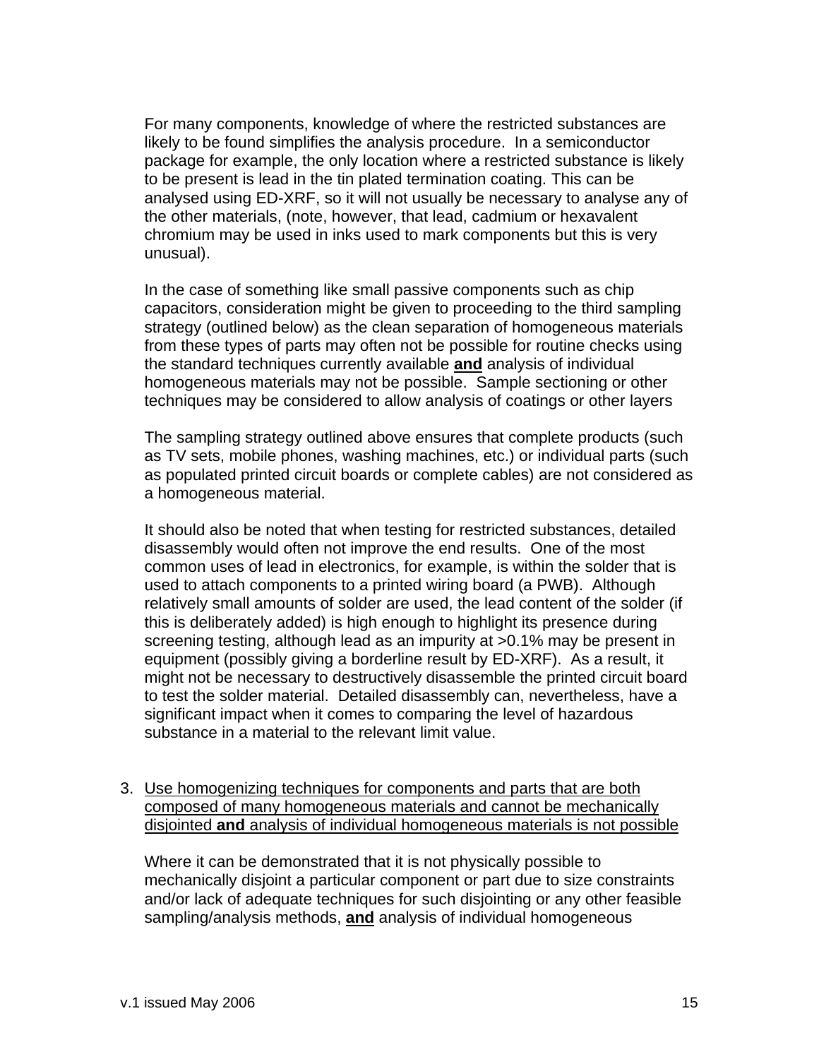For many components, knowledge of where the restricted substances are likely to be found simplifies the analysis procedure. In a semiconductor package for example, the only location where a restricted substance is likely to be present is lead in the tin plated termination coating. This can be analysed using ED-XRF, so it will not usually be necessary to analyse any of the other materials, (note, however, that lead, cadmium or hexavalent chromium may be used in inks used to mark components but this is very unusual).

In the case of something like small passive components such as chip capacitors, consideration might be given to proceeding to the third sampling strategy (outlined below) as the clean separation of homogeneous materials from these types of parts may often not be possible for routine checks using the standard techniques currently available **<u>and</u>** analysis of individual homogeneous materials may not be possible. Sample sectioning or other techniques may be considered to allow analysis of coatings or other layers

The sampling strategy outlined above ensures that complete products (such as TV sets, mobile phones, washing machines, etc.) or individual parts (such as populated printed circuit boards or complete cables) are not considered as a homogeneous material.

It should also be noted that when testing for restricted substances, detailed disassembly would often not improve the end results. One of the most common uses of lead in electronics, for example, is within the solder that is used to attach components to a printed wiring board (a PWB). Although relatively small amounts of solder are used, the lead content of the solder (if this is deliberately added) is high enough to highlight its presence during screening testing, although lead as an impurity at >0.1% may be present in equipment (possibly giving a borderline result by ED-XRF). As a result, it might not be necessary to destructively disassemble the printed circuit board to test the solder material. Detailed disassembly can, nevertheless, have a significant impact when it comes to comparing the level of hazardous substance in a material to the relevant limit value.

3. <u>Use homogenizing techniques for components and parts that are both composed of many homogeneous materials and cannot be mechanically disjointed **and** analysis of individual homogeneous materials is not possible</u>

   Where it can be demonstrated that it is not physically possible to mechanically disjoint a particular component or part due to size constraints and/or lack of adequate techniques for such disjointing or any other feasible sampling/analysis methods, **<u>and</u>** analysis of individual homogeneous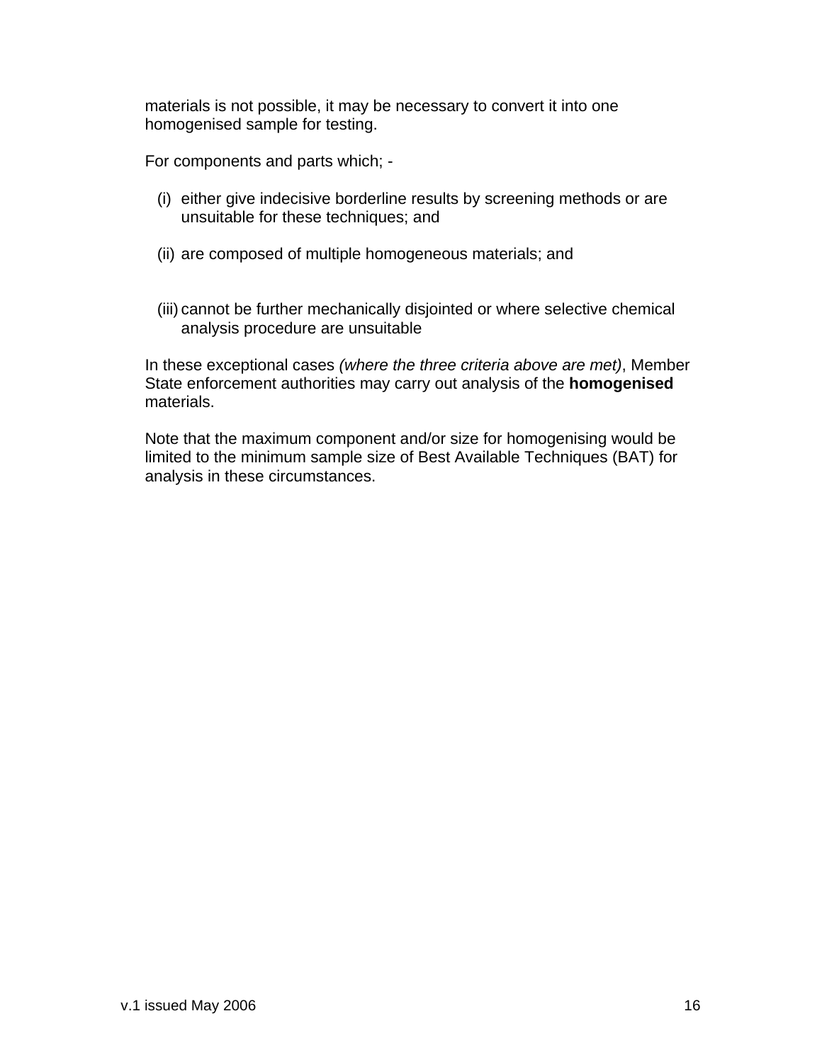materials is not possible, it may be necessary to convert it into one homogenised sample for testing.

For components and parts which; -

(i) either give indecisive borderline results by screening methods or are unsuitable for these techniques; and

(ii) are composed of multiple homogeneous materials; and

(iii) cannot be further mechanically disjointed or where selective chemical analysis procedure are unsuitable

In these exceptional cases *(where the three criteria above are met)*, Member State enforcement authorities may carry out analysis of the **homogenised** materials.

Note that the maximum component and/or size for homogenising would be limited to the minimum sample size of Best Available Techniques (BAT) for analysis in these circumstances.